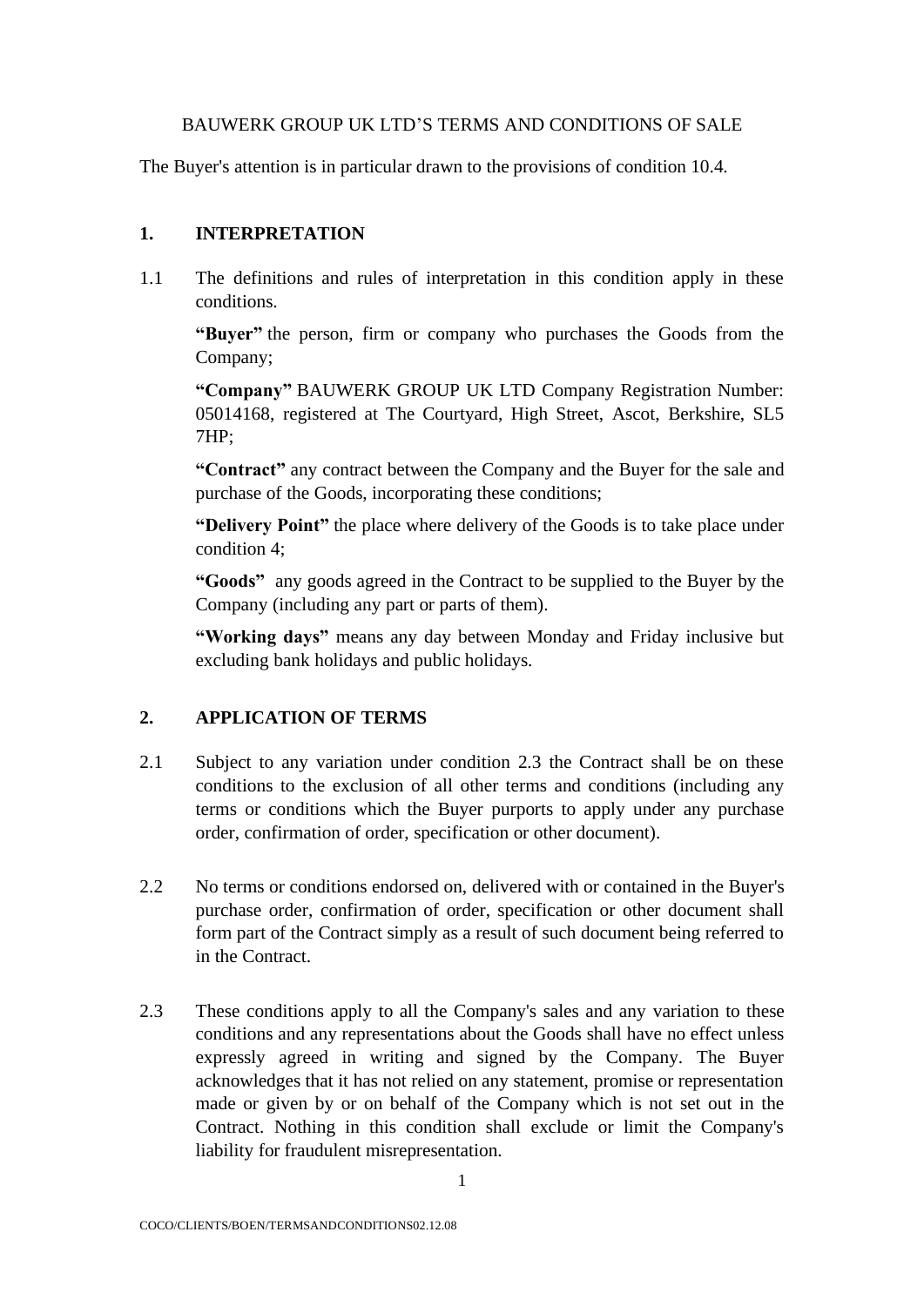# BAUWERK GROUP UK LTD'S TERMS AND CONDITIONS OF SALE

The Buyer's attention is in particular drawn to the provisions of condition 10.4.

## 1. INTERPRETATION

1.1 The definitions and rules of interpretation in this condition apply in these conditions.

**"Buyer"** the person, firm or company who purchases the Goods from the Company;

**"Company"** BAUWERK GROUP UK LTD Company Registration Number: 05014168, registered at The Courtyard, High Street, Ascot, Berkshire, SL5 7HP;

**"Contract"** any contract between the Company and the Buyer for the sale and purchase of the Goods, incorporating these conditions;

**"Delivery Point"** the place where delivery of the Goods is to take place under condition 4;

**"Goods"** any goods agreed in the Contract to be supplied to the Buyer by the Company (including any part or parts of them).

**"Working days"** means any day between Monday and Friday inclusive but excluding bank holidays and public holidays.

## 2. APPLICATION OF TERMS

2.1 Subject to any variation under condition 2.3 the Contract shall be on these conditions to the exclusion of all other terms and conditions (including any terms or conditions which the Buyer purports to apply under any purchase order, confirmation of order, specification or other document).

2.2 No terms or conditions endorsed on, delivered with or contained in the Buyer's purchase order, confirmation of order, specification or other document shall form part of the Contract simply as a result of such document being referred to in the Contract.

2.3 These conditions apply to all the Company's sales and any variation to these conditions and any representations about the Goods shall have no effect unless expressly agreed in writing and signed by the Company. The Buyer acknowledges that it has not relied on any statement, promise or representation made or given by or on behalf of the Company which is not set out in the Contract. Nothing in this condition shall exclude or limit the Company's liability for fraudulent misrepresentation.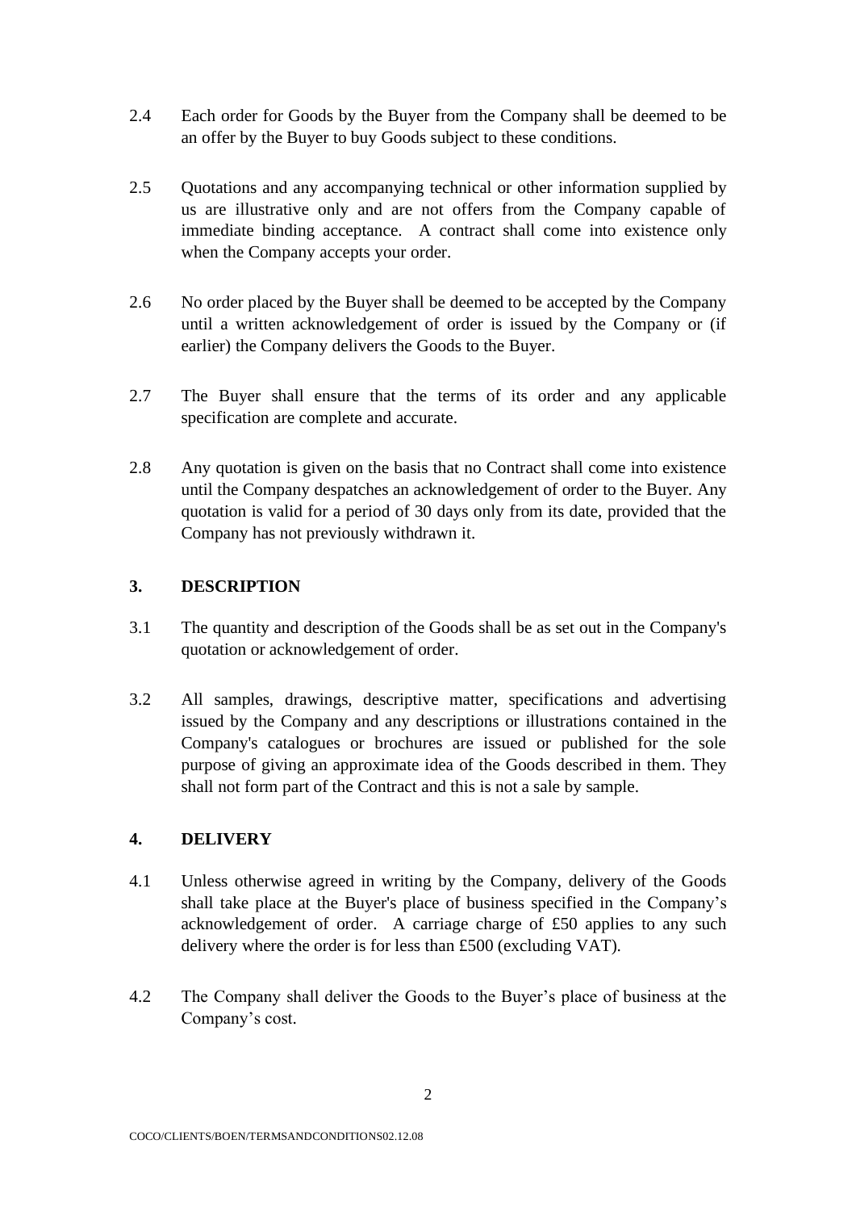2.4 Each order for Goods by the Buyer from the Company shall be deemed to be an offer by the Buyer to buy Goods subject to these conditions.

2.5 Quotations and any accompanying technical or other information supplied by us are illustrative only and are not offers from the Company capable of immediate binding acceptance. A contract shall come into existence only when the Company accepts your order.

2.6 No order placed by the Buyer shall be deemed to be accepted by the Company until a written acknowledgement of order is issued by the Company or (if earlier) the Company delivers the Goods to the Buyer.

2.7 The Buyer shall ensure that the terms of its order and any applicable specification are complete and accurate.

2.8 Any quotation is given on the basis that no Contract shall come into existence until the Company despatches an acknowledgement of order to the Buyer. Any quotation is valid for a period of 30 days only from its date, provided that the Company has not previously withdrawn it.

## 3. DESCRIPTION

3.1 The quantity and description of the Goods shall be as set out in the Company's quotation or acknowledgement of order.

3.2 All samples, drawings, descriptive matter, specifications and advertising issued by the Company and any descriptions or illustrations contained in the Company's catalogues or brochures are issued or published for the sole purpose of giving an approximate idea of the Goods described in them. They shall not form part of the Contract and this is not a sale by sample.

## 4. DELIVERY

4.1 Unless otherwise agreed in writing by the Company, delivery of the Goods shall take place at the Buyer's place of business specified in the Company's acknowledgement of order. A carriage charge of £50 applies to any such delivery where the order is for less than £500 (excluding VAT).

4.2 The Company shall deliver the Goods to the Buyer's place of business at the Company's cost.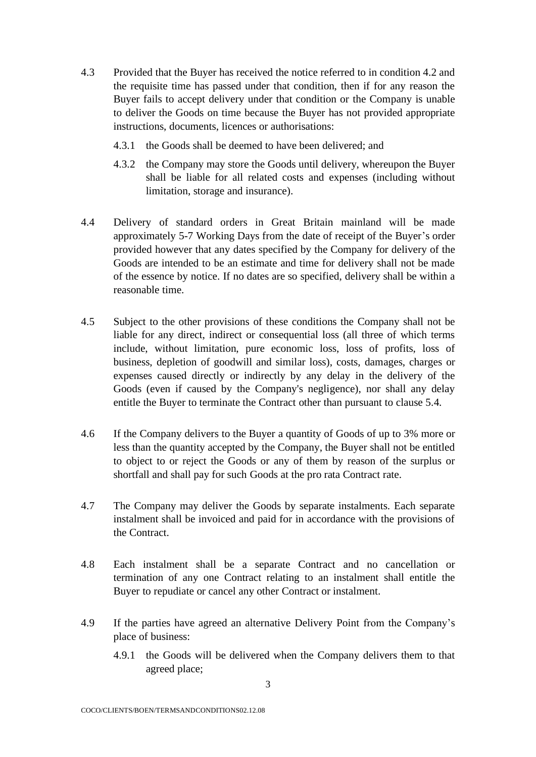4.3 Provided that the Buyer has received the notice referred to in condition 4.2 and the requisite time has passed under that condition, then if for any reason the Buyer fails to accept delivery under that condition or the Company is unable to deliver the Goods on time because the Buyer has not provided appropriate instructions, documents, licences or authorisations:

4.3.1 the Goods shall be deemed to have been delivered; and

4.3.2 the Company may store the Goods until delivery, whereupon the Buyer shall be liable for all related costs and expenses (including without limitation, storage and insurance).

4.4 Delivery of standard orders in Great Britain mainland will be made approximately 5-7 Working Days from the date of receipt of the Buyer's order provided however that any dates specified by the Company for delivery of the Goods are intended to be an estimate and time for delivery shall not be made of the essence by notice. If no dates are so specified, delivery shall be within a reasonable time.

4.5 Subject to the other provisions of these conditions the Company shall not be liable for any direct, indirect or consequential loss (all three of which terms include, without limitation, pure economic loss, loss of profits, loss of business, depletion of goodwill and similar loss), costs, damages, charges or expenses caused directly or indirectly by any delay in the delivery of the Goods (even if caused by the Company's negligence), nor shall any delay entitle the Buyer to terminate the Contract other than pursuant to clause 5.4.

4.6 If the Company delivers to the Buyer a quantity of Goods of up to 3% more or less than the quantity accepted by the Company, the Buyer shall not be entitled to object to or reject the Goods or any of them by reason of the surplus or shortfall and shall pay for such Goods at the pro rata Contract rate.

4.7 The Company may deliver the Goods by separate instalments. Each separate instalment shall be invoiced and paid for in accordance with the provisions of the Contract.

4.8 Each instalment shall be a separate Contract and no cancellation or termination of any one Contract relating to an instalment shall entitle the Buyer to repudiate or cancel any other Contract or instalment.

4.9 If the parties have agreed an alternative Delivery Point from the Company's place of business:

4.9.1 the Goods will be delivered when the Company delivers them to that agreed place;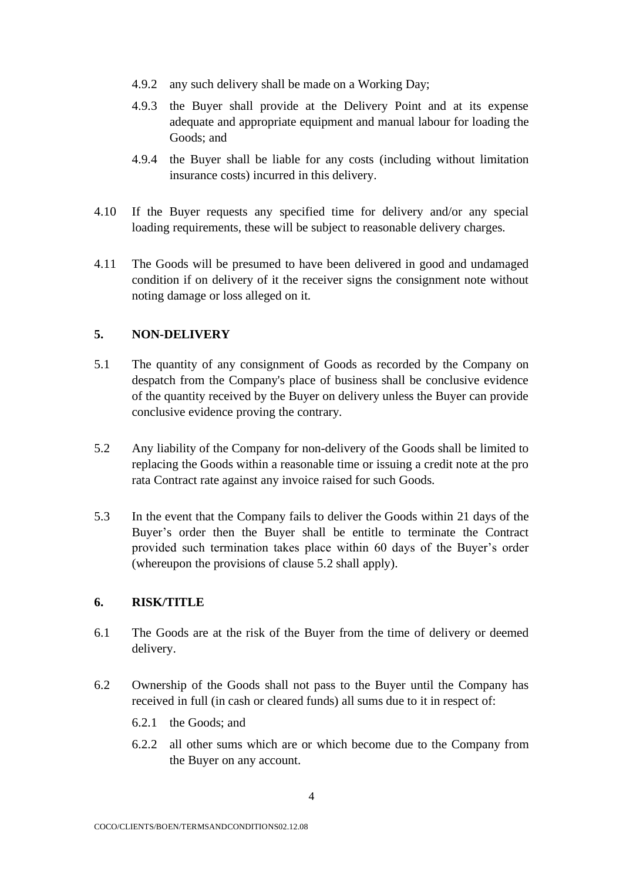4.9.2 any such delivery shall be made on a Working Day;

4.9.3 the Buyer shall provide at the Delivery Point and at its expense adequate and appropriate equipment and manual labour for loading the Goods; and

4.9.4 the Buyer shall be liable for any costs (including without limitation insurance costs) incurred in this delivery.

4.10 If the Buyer requests any specified time for delivery and/or any special loading requirements, these will be subject to reasonable delivery charges.

4.11 The Goods will be presumed to have been delivered in good and undamaged condition if on delivery of it the receiver signs the consignment note without noting damage or loss alleged on it.

## 5. NON-DELIVERY

5.1 The quantity of any consignment of Goods as recorded by the Company on despatch from the Company's place of business shall be conclusive evidence of the quantity received by the Buyer on delivery unless the Buyer can provide conclusive evidence proving the contrary.

5.2 Any liability of the Company for non-delivery of the Goods shall be limited to replacing the Goods within a reasonable time or issuing a credit note at the pro rata Contract rate against any invoice raised for such Goods.

5.3 In the event that the Company fails to deliver the Goods within 21 days of the Buyer's order then the Buyer shall be entitle to terminate the Contract provided such termination takes place within 60 days of the Buyer's order (whereupon the provisions of clause 5.2 shall apply).

## 6. RISK/TITLE

6.1 The Goods are at the risk of the Buyer from the time of delivery or deemed delivery.

6.2 Ownership of the Goods shall not pass to the Buyer until the Company has received in full (in cash or cleared funds) all sums due to it in respect of:

6.2.1 the Goods; and

6.2.2 all other sums which are or which become due to the Company from the Buyer on any account.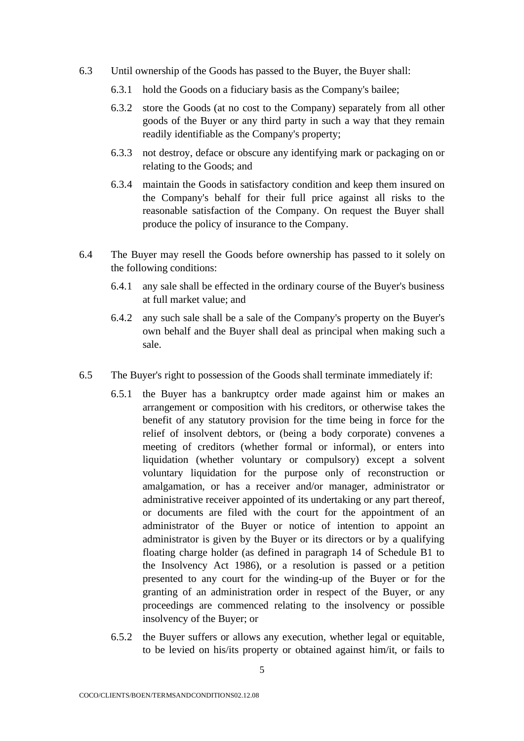6.3 Until ownership of the Goods has passed to the Buyer, the Buyer shall:

   6.3.1 hold the Goods on a fiduciary basis as the Company's bailee;

   6.3.2 store the Goods (at no cost to the Company) separately from all other goods of the Buyer or any third party in such a way that they remain readily identifiable as the Company's property;

   6.3.3 not destroy, deface or obscure any identifying mark or packaging on or relating to the Goods; and

   6.3.4 maintain the Goods in satisfactory condition and keep them insured on the Company's behalf for their full price against all risks to the reasonable satisfaction of the Company. On request the Buyer shall produce the policy of insurance to the Company.

6.4 The Buyer may resell the Goods before ownership has passed to it solely on the following conditions:

   6.4.1 any sale shall be effected in the ordinary course of the Buyer's business at full market value; and

   6.4.2 any such sale shall be a sale of the Company's property on the Buyer's own behalf and the Buyer shall deal as principal when making such a sale.

6.5 The Buyer's right to possession of the Goods shall terminate immediately if:

   6.5.1 the Buyer has a bankruptcy order made against him or makes an arrangement or composition with his creditors, or otherwise takes the benefit of any statutory provision for the time being in force for the relief of insolvent debtors, or (being a body corporate) convenes a meeting of creditors (whether formal or informal), or enters into liquidation (whether voluntary or compulsory) except a solvent voluntary liquidation for the purpose only of reconstruction or amalgamation, or has a receiver and/or manager, administrator or administrative receiver appointed of its undertaking or any part thereof, or documents are filed with the court for the appointment of an administrator of the Buyer or notice of intention to appoint an administrator is given by the Buyer or its directors or by a qualifying floating charge holder (as defined in paragraph 14 of Schedule B1 to the Insolvency Act 1986), or a resolution is passed or a petition presented to any court for the winding-up of the Buyer or for the granting of an administration order in respect of the Buyer, or any proceedings are commenced relating to the insolvency or possible insolvency of the Buyer; or

   6.5.2 the Buyer suffers or allows any execution, whether legal or equitable, to be levied on his/its property or obtained against him/it, or fails to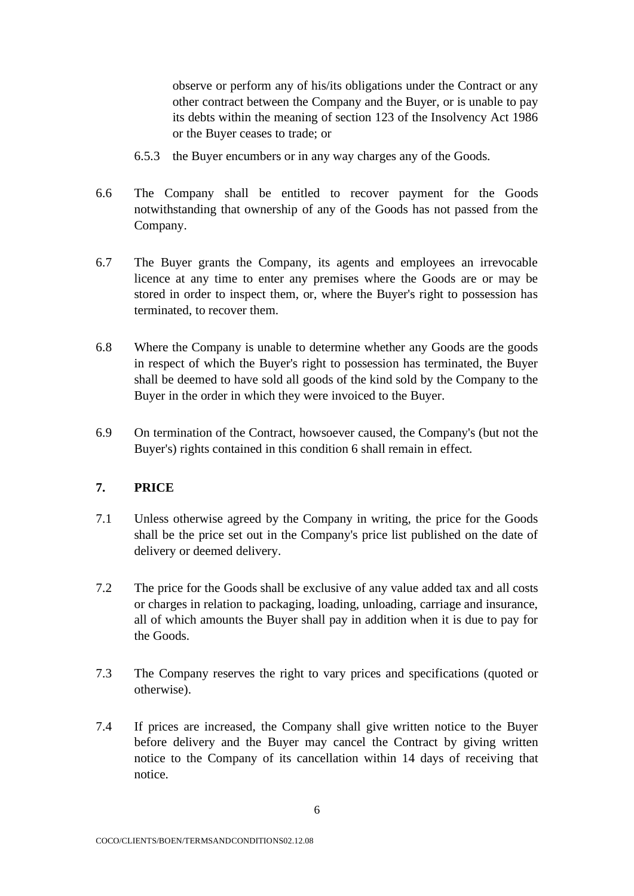observe or perform any of his/its obligations under the Contract or any other contract between the Company and the Buyer, or is unable to pay its debts within the meaning of section 123 of the Insolvency Act 1986 or the Buyer ceases to trade; or

6.5.3 the Buyer encumbers or in any way charges any of the Goods.

6.6 The Company shall be entitled to recover payment for the Goods notwithstanding that ownership of any of the Goods has not passed from the Company.

6.7 The Buyer grants the Company, its agents and employees an irrevocable licence at any time to enter any premises where the Goods are or may be stored in order to inspect them, or, where the Buyer's right to possession has terminated, to recover them.

6.8 Where the Company is unable to determine whether any Goods are the goods in respect of which the Buyer's right to possession has terminated, the Buyer shall be deemed to have sold all goods of the kind sold by the Company to the Buyer in the order in which they were invoiced to the Buyer.

6.9 On termination of the Contract, howsoever caused, the Company's (but not the Buyer's) rights contained in this condition 6 shall remain in effect.

## 7. PRICE

7.1 Unless otherwise agreed by the Company in writing, the price for the Goods shall be the price set out in the Company's price list published on the date of delivery or deemed delivery.

7.2 The price for the Goods shall be exclusive of any value added tax and all costs or charges in relation to packaging, loading, unloading, carriage and insurance, all of which amounts the Buyer shall pay in addition when it is due to pay for the Goods.

7.3 The Company reserves the right to vary prices and specifications (quoted or otherwise).

7.4 If prices are increased, the Company shall give written notice to the Buyer before delivery and the Buyer may cancel the Contract by giving written notice to the Company of its cancellation within 14 days of receiving that notice.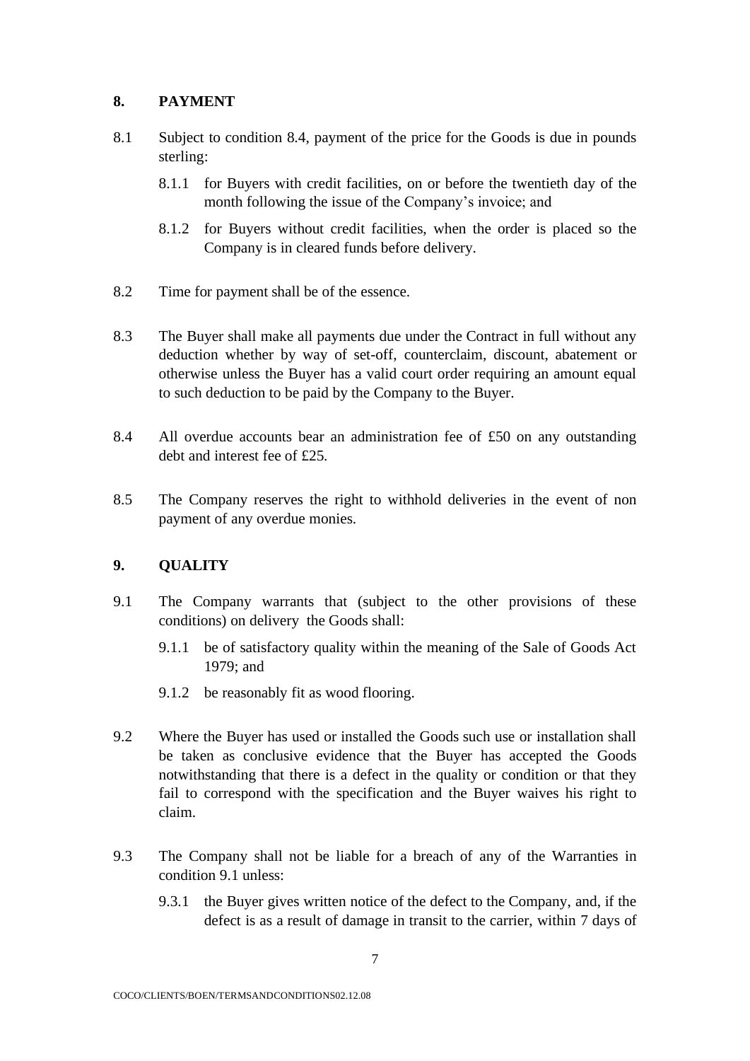## 8. PAYMENT

8.1 Subject to condition 8.4, payment of the price for the Goods is due in pounds sterling:

8.1.1 for Buyers with credit facilities, on or before the twentieth day of the month following the issue of the Company's invoice; and

8.1.2 for Buyers without credit facilities, when the order is placed so the Company is in cleared funds before delivery.

8.2 Time for payment shall be of the essence.

8.3 The Buyer shall make all payments due under the Contract in full without any deduction whether by way of set-off, counterclaim, discount, abatement or otherwise unless the Buyer has a valid court order requiring an amount equal to such deduction to be paid by the Company to the Buyer.

8.4 All overdue accounts bear an administration fee of £50 on any outstanding debt and interest fee of £25.

8.5 The Company reserves the right to withhold deliveries in the event of non payment of any overdue monies.

## 9. QUALITY

9.1 The Company warrants that (subject to the other provisions of these conditions) on delivery the Goods shall:

9.1.1 be of satisfactory quality within the meaning of the Sale of Goods Act 1979; and

9.1.2 be reasonably fit as wood flooring.

9.2 Where the Buyer has used or installed the Goods such use or installation shall be taken as conclusive evidence that the Buyer has accepted the Goods notwithstanding that there is a defect in the quality or condition or that they fail to correspond with the specification and the Buyer waives his right to claim.

9.3 The Company shall not be liable for a breach of any of the Warranties in condition 9.1 unless:

9.3.1 the Buyer gives written notice of the defect to the Company, and, if the defect is as a result of damage in transit to the carrier, within 7 days of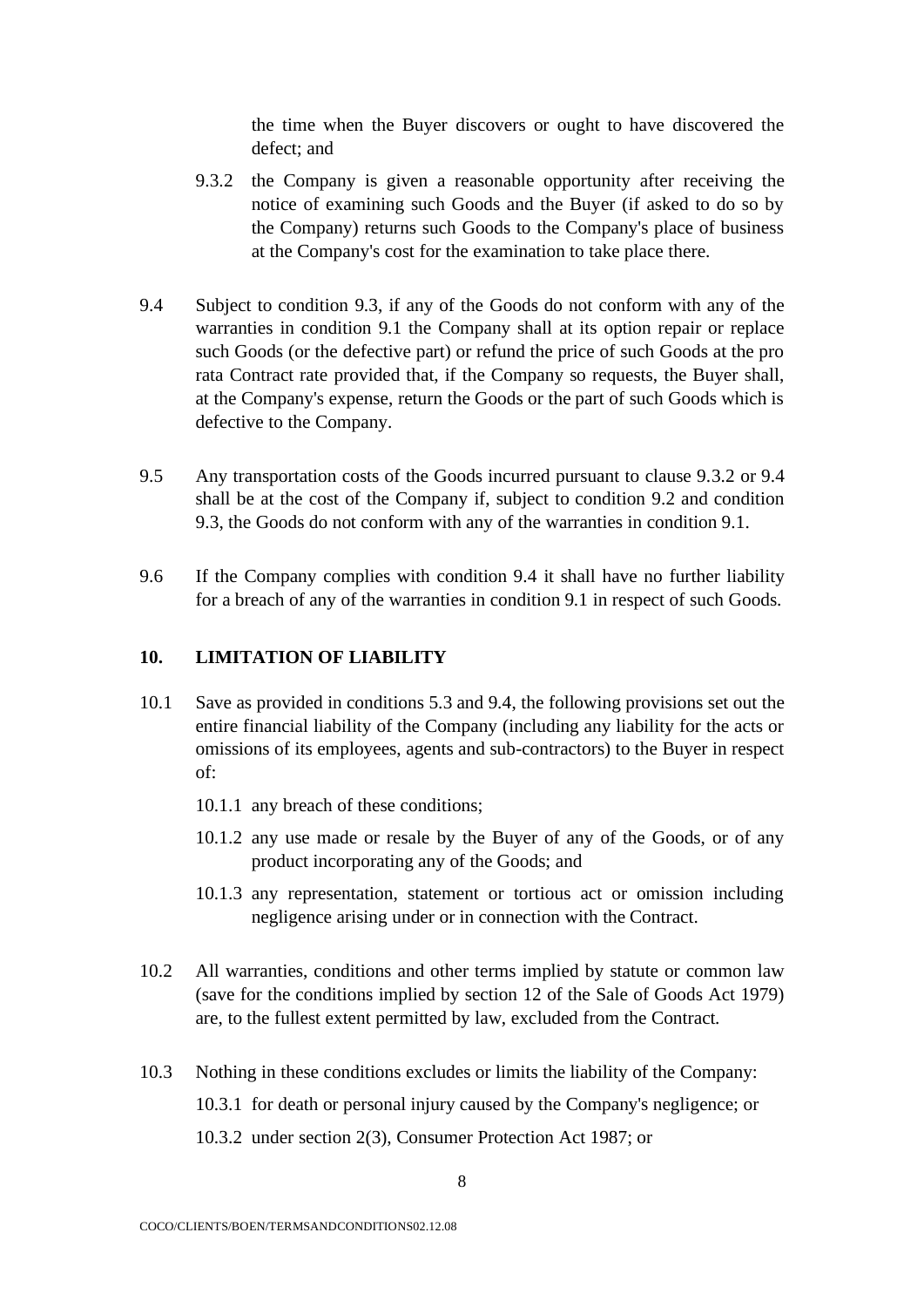the time when the Buyer discovers or ought to have discovered the defect; and

9.3.2 the Company is given a reasonable opportunity after receiving the notice of examining such Goods and the Buyer (if asked to do so by the Company) returns such Goods to the Company's place of business at the Company's cost for the examination to take place there.

9.4 Subject to condition 9.3, if any of the Goods do not conform with any of the warranties in condition 9.1 the Company shall at its option repair or replace such Goods (or the defective part) or refund the price of such Goods at the pro rata Contract rate provided that, if the Company so requests, the Buyer shall, at the Company's expense, return the Goods or the part of such Goods which is defective to the Company.

9.5 Any transportation costs of the Goods incurred pursuant to clause 9.3.2 or 9.4 shall be at the cost of the Company if, subject to condition 9.2 and condition 9.3, the Goods do not conform with any of the warranties in condition 9.1.

9.6 If the Company complies with condition 9.4 it shall have no further liability for a breach of any of the warranties in condition 9.1 in respect of such Goods.

## 10. LIMITATION OF LIABILITY

10.1 Save as provided in conditions 5.3 and 9.4, the following provisions set out the entire financial liability of the Company (including any liability for the acts or omissions of its employees, agents and sub-contractors) to the Buyer in respect of:

10.1.1 any breach of these conditions;

10.1.2 any use made or resale by the Buyer of any of the Goods, or of any product incorporating any of the Goods; and

10.1.3 any representation, statement or tortious act or omission including negligence arising under or in connection with the Contract.

10.2 All warranties, conditions and other terms implied by statute or common law (save for the conditions implied by section 12 of the Sale of Goods Act 1979) are, to the fullest extent permitted by law, excluded from the Contract.

10.3 Nothing in these conditions excludes or limits the liability of the Company:

10.3.1 for death or personal injury caused by the Company's negligence; or

10.3.2 under section 2(3), Consumer Protection Act 1987; or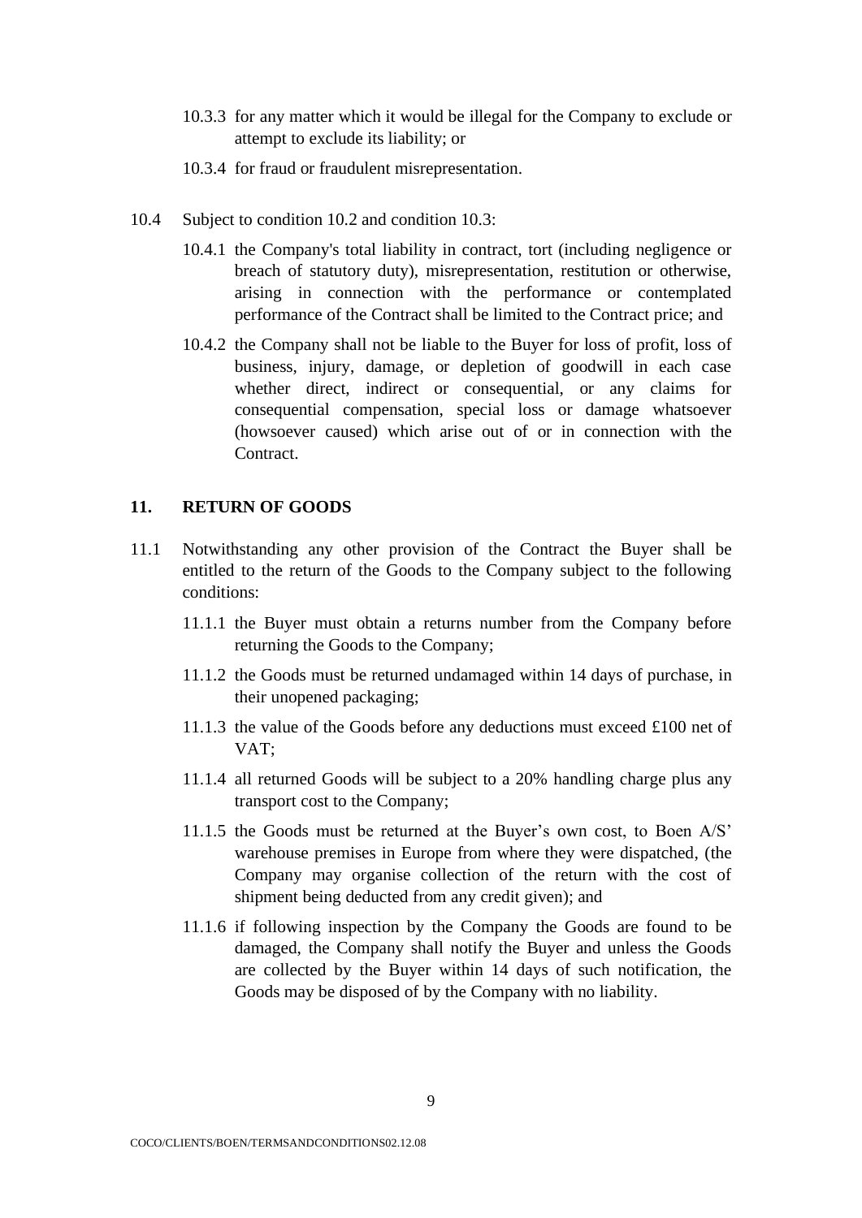10.3.3 for any matter which it would be illegal for the Company to exclude or attempt to exclude its liability; or

10.3.4 for fraud or fraudulent misrepresentation.

10.4 Subject to condition 10.2 and condition 10.3:

10.4.1 the Company's total liability in contract, tort (including negligence or breach of statutory duty), misrepresentation, restitution or otherwise, arising in connection with the performance or contemplated performance of the Contract shall be limited to the Contract price; and

10.4.2 the Company shall not be liable to the Buyer for loss of profit, loss of business, injury, damage, or depletion of goodwill in each case whether direct, indirect or consequential, or any claims for consequential compensation, special loss or damage whatsoever (howsoever caused) which arise out of or in connection with the Contract.

## 11. RETURN OF GOODS

11.1 Notwithstanding any other provision of the Contract the Buyer shall be entitled to the return of the Goods to the Company subject to the following conditions:

11.1.1 the Buyer must obtain a returns number from the Company before returning the Goods to the Company;

11.1.2 the Goods must be returned undamaged within 14 days of purchase, in their unopened packaging;

11.1.3 the value of the Goods before any deductions must exceed £100 net of VAT;

11.1.4 all returned Goods will be subject to a 20% handling charge plus any transport cost to the Company;

11.1.5 the Goods must be returned at the Buyer's own cost, to Boen A/S' warehouse premises in Europe from where they were dispatched, (the Company may organise collection of the return with the cost of shipment being deducted from any credit given); and

11.1.6 if following inspection by the Company the Goods are found to be damaged, the Company shall notify the Buyer and unless the Goods are collected by the Buyer within 14 days of such notification, the Goods may be disposed of by the Company with no liability.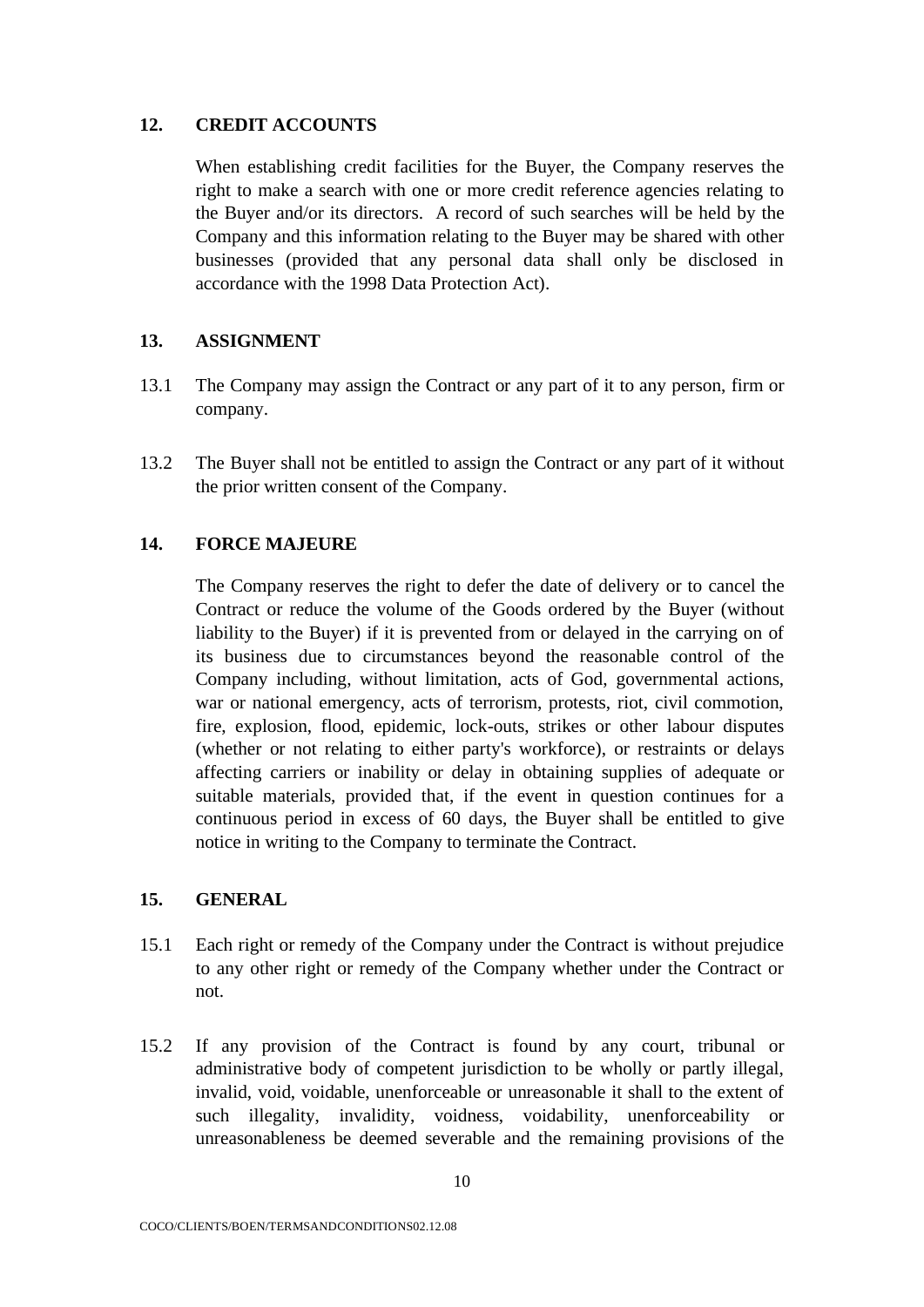## 12. CREDIT ACCOUNTS

When establishing credit facilities for the Buyer, the Company reserves the right to make a search with one or more credit reference agencies relating to the Buyer and/or its directors. A record of such searches will be held by the Company and this information relating to the Buyer may be shared with other businesses (provided that any personal data shall only be disclosed in accordance with the 1998 Data Protection Act).

## 13. ASSIGNMENT

13.1 The Company may assign the Contract or any part of it to any person, firm or company.

13.2 The Buyer shall not be entitled to assign the Contract or any part of it without the prior written consent of the Company.

## 14. FORCE MAJEURE

The Company reserves the right to defer the date of delivery or to cancel the Contract or reduce the volume of the Goods ordered by the Buyer (without liability to the Buyer) if it is prevented from or delayed in the carrying on of its business due to circumstances beyond the reasonable control of the Company including, without limitation, acts of God, governmental actions, war or national emergency, acts of terrorism, protests, riot, civil commotion, fire, explosion, flood, epidemic, lock-outs, strikes or other labour disputes (whether or not relating to either party's workforce), or restraints or delays affecting carriers or inability or delay in obtaining supplies of adequate or suitable materials, provided that, if the event in question continues for a continuous period in excess of 60 days, the Buyer shall be entitled to give notice in writing to the Company to terminate the Contract.

## 15. GENERAL

15.1 Each right or remedy of the Company under the Contract is without prejudice to any other right or remedy of the Company whether under the Contract or not.

15.2 If any provision of the Contract is found by any court, tribunal or administrative body of competent jurisdiction to be wholly or partly illegal, invalid, void, voidable, unenforceable or unreasonable it shall to the extent of such illegality, invalidity, voidness, voidability, unenforceability or unreasonableness be deemed severable and the remaining provisions of the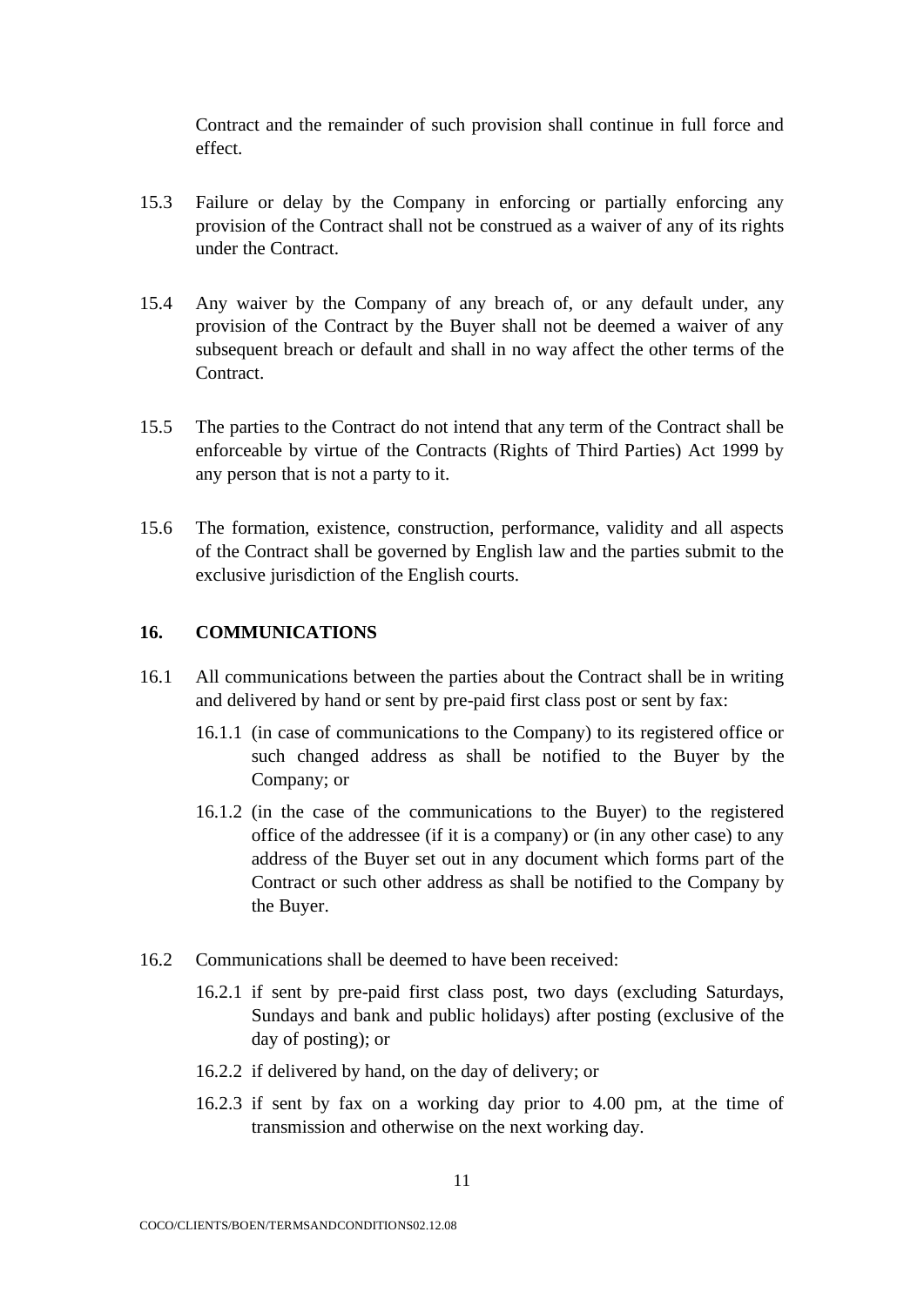Contract and the remainder of such provision shall continue in full force and effect.

15.3 Failure or delay by the Company in enforcing or partially enforcing any provision of the Contract shall not be construed as a waiver of any of its rights under the Contract.

15.4 Any waiver by the Company of any breach of, or any default under, any provision of the Contract by the Buyer shall not be deemed a waiver of any subsequent breach or default and shall in no way affect the other terms of the Contract.

15.5 The parties to the Contract do not intend that any term of the Contract shall be enforceable by virtue of the Contracts (Rights of Third Parties) Act 1999 by any person that is not a party to it.

15.6 The formation, existence, construction, performance, validity and all aspects of the Contract shall be governed by English law and the parties submit to the exclusive jurisdiction of the English courts.

## 16. COMMUNICATIONS

16.1 All communications between the parties about the Contract shall be in writing and delivered by hand or sent by pre-paid first class post or sent by fax:

16.1.1 (in case of communications to the Company) to its registered office or such changed address as shall be notified to the Buyer by the Company; or

16.1.2 (in the case of the communications to the Buyer) to the registered office of the addressee (if it is a company) or (in any other case) to any address of the Buyer set out in any document which forms part of the Contract or such other address as shall be notified to the Company by the Buyer.

16.2 Communications shall be deemed to have been received:

16.2.1 if sent by pre-paid first class post, two days (excluding Saturdays, Sundays and bank and public holidays) after posting (exclusive of the day of posting); or

16.2.2 if delivered by hand, on the day of delivery; or

16.2.3 if sent by fax on a working day prior to 4.00 pm, at the time of transmission and otherwise on the next working day.

COCO/CLIENTS/BOEN/TERMSANDCONDITIONS02.12.08